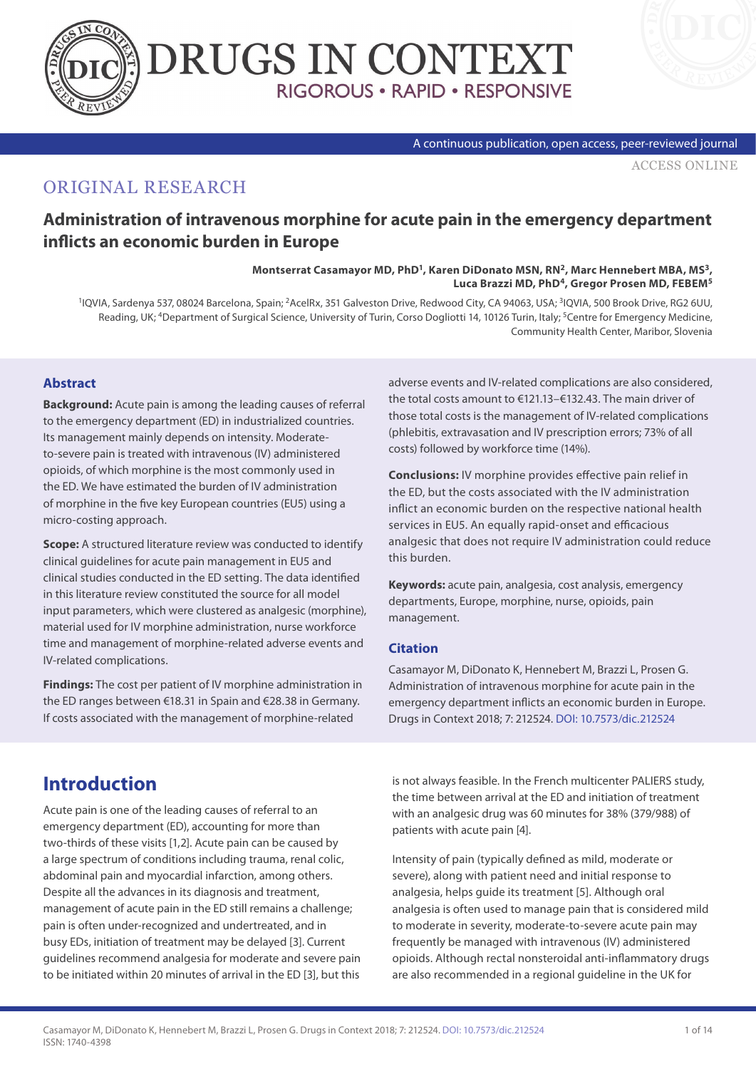ORIGINAL RESEARCH

# Administration of intravenous morphine for acute pain in the emergency department inflicts an economic burden in Europe

**Montserrat Casamayor MD, PhD[1], Karen DiDonato MSN, RN[2], Marc Hennebert MBA, MS[3], Luca Brazzi MD, PhD[4], Gregor Prosen MD, FEBEM[5]**

[1]IQVIA, Sardenya 537, 08024 Barcelona, Spain; [2]AcelRx, 351 Galveston Drive, Redwood City, CA 94063, USA; [3]IQVIA, 500 Brook Drive, RG2 6UU, Reading, UK; [4]Department of Surgical Science, University of Turin, Corso Dogliotti 14, 10126 Turin, Italy; [5]Centre for Emergency Medicine, Community Health Center, Maribor, Slovenia

## Abstract

**Background:** Acute pain is among the leading causes of referral to the emergency department (ED) in industrialized countries. Its management mainly depends on intensity. Moderate-to-severe pain is treated with intravenous (IV) administered opioids, of which morphine is the most commonly used in the ED. We have estimated the burden of IV administration of morphine in the five key European countries (EU5) using a micro-costing approach.

**Scope:** A structured literature review was conducted to identify clinical guidelines for acute pain management in EU5 and clinical studies conducted in the ED setting. The data identified in this literature review constituted the source for all model input parameters, which were clustered as analgesic (morphine), material used for IV morphine administration, nurse workforce time and management of morphine-related adverse events and IV-related complications.

**Findings:** The cost per patient of IV morphine administration in the ED ranges between €18.31 in Spain and €28.38 in Germany. If costs associated with the management of morphine-related adverse events and IV-related complications are also considered, the total costs amount to €121.13–€132.43. The main driver of those total costs is the management of IV-related complications (phlebitis, extravasation and IV prescription errors; 73% of all costs) followed by workforce time (14%).

**Conclusions:** IV morphine provides effective pain relief in the ED, but the costs associated with the IV administration inflict an economic burden on the respective national health services in EU5. An equally rapid-onset and efficacious analgesic that does not require IV administration could reduce this burden.

**Keywords:** acute pain, analgesia, cost analysis, emergency departments, Europe, morphine, nurse, opioids, pain management.

### Citation

Casamayor M, DiDonato K, Hennebert M, Brazzi L, Prosen G. Administration of intravenous morphine for acute pain in the emergency department inflicts an economic burden in Europe. Drugs in Context 2018; 7: 212524. DOI: 10.7573/dic.212524

## Introduction

Acute pain is one of the leading causes of referral to an emergency department (ED), accounting for more than two-thirds of these visits [1,2]. Acute pain can be caused by a large spectrum of conditions including trauma, renal colic, abdominal pain and myocardial infarction, among others. Despite all the advances in its diagnosis and treatment, management of acute pain in the ED still remains a challenge; pain is often under-recognized and undertreated, and in busy EDs, initiation of treatment may be delayed [3]. Current guidelines recommend analgesia for moderate and severe pain to be initiated within 20 minutes of arrival in the ED [3], but this is not always feasible. In the French multicenter PALIERS study, the time between arrival at the ED and initiation of treatment with an analgesic drug was 60 minutes for 38% (379/988) of patients with acute pain [4].

Intensity of pain (typically defined as mild, moderate or severe), along with patient need and initial response to analgesia, helps guide its treatment [5]. Although oral analgesia is often used to manage pain that is considered mild to moderate in severity, moderate-to-severe acute pain may frequently be managed with intravenous (IV) administered opioids. Although rectal nonsteroidal anti-inflammatory drugs are also recommended in a regional guideline in the UK for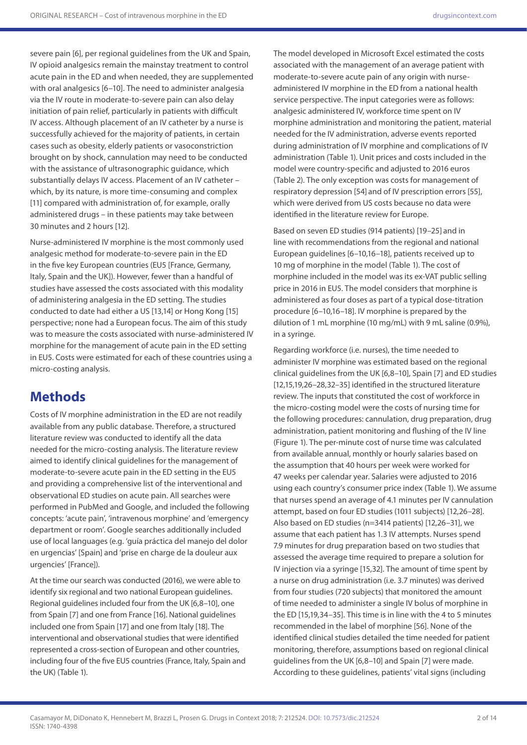severe pain [6], per regional guidelines from the UK and Spain, IV opioid analgesics remain the mainstay treatment to control acute pain in the ED and when needed, they are supplemented with oral analgesics [6–10]. The need to administer analgesia via the IV route in moderate-to-severe pain can also delay initiation of pain relief, particularly in patients with difficult IV access. Although placement of an IV catheter by a nurse is successfully achieved for the majority of patients, in certain cases such as obesity, elderly patients or vasoconstriction brought on by shock, cannulation may need to be conducted with the assistance of ultrasonographic guidance, which substantially delays IV access. Placement of an IV catheter – which, by its nature, is more time-consuming and complex [11] compared with administration of, for example, orally administered drugs – in these patients may take between 30 minutes and 2 hours [12].

Nurse-administered IV morphine is the most commonly used analgesic method for moderate-to-severe pain in the ED in the five key European countries (EU5 [France, Germany, Italy, Spain and the UK]). However, fewer than a handful of studies have assessed the costs associated with this modality of administering analgesia in the ED setting. The studies conducted to date had either a US [13,14] or Hong Kong [15] perspective; none had a European focus. The aim of this study was to measure the costs associated with nurse-administered IV morphine for the management of acute pain in the ED setting in EU5. Costs were estimated for each of these countries using a micro-costing analysis.

## Methods

Costs of IV morphine administration in the ED are not readily available from any public database. Therefore, a structured literature review was conducted to identify all the data needed for the micro-costing analysis. The literature review aimed to identify clinical guidelines for the management of moderate-to-severe acute pain in the ED setting in the EU5 and providing a comprehensive list of the interventional and observational ED studies on acute pain. All searches were performed in PubMed and Google, and included the following concepts: 'acute pain', 'intravenous morphine' and 'emergency department or room'. Google searches additionally included use of local languages (e.g. 'guía práctica del manejo del dolor en urgencias' [Spain] and 'prise en charge de la douleur aux urgencies' [France]).

At the time our search was conducted (2016), we were able to identify six regional and two national European guidelines. Regional guidelines included four from the UK [6,8–10], one from Spain [7] and one from France [16]. National guidelines included one from Spain [17] and one from Italy [18]. The interventional and observational studies that were identified represented a cross-section of European and other countries, including four of the five EU5 countries (France, Italy, Spain and the UK) (Table 1).

The model developed in Microsoft Excel estimated the costs associated with the management of an average patient with moderate-to-severe acute pain of any origin with nurse-administered IV morphine in the ED from a national health service perspective. The input categories were as follows: analgesic administered IV, workforce time spent on IV morphine administration and monitoring the patient, material needed for the IV administration, adverse events reported during administration of IV morphine and complications of IV administration (Table 1). Unit prices and costs included in the model were country-specific and adjusted to 2016 euros (Table 2). The only exception was costs for management of respiratory depression [54] and of IV prescription errors [55], which were derived from US costs because no data were identified in the literature review for Europe.

Based on seven ED studies (914 patients) [19–25] and in line with recommendations from the regional and national European guidelines [6–10,16–18], patients received up to 10 mg of morphine in the model (Table 1). The cost of morphine included in the model was its ex-VAT public selling price in 2016 in EU5. The model considers that morphine is administered as four doses as part of a typical dose-titration procedure [6–10,16–18]. IV morphine is prepared by the dilution of 1 mL morphine (10 mg/mL) with 9 mL saline (0.9%), in a syringe.

Regarding workforce (i.e. nurses), the time needed to administer IV morphine was estimated based on the regional clinical guidelines from the UK [6,8–10], Spain [7] and ED studies [12,15,19,26–28,32–35] identified in the structured literature review. The inputs that constituted the cost of workforce in the micro-costing model were the costs of nursing time for the following procedures: cannulation, drug preparation, drug administration, patient monitoring and flushing of the IV line (Figure 1). The per-minute cost of nurse time was calculated from available annual, monthly or hourly salaries based on the assumption that 40 hours per week were worked for 47 weeks per calendar year. Salaries were adjusted to 2016 using each country's consumer price index (Table 1). We assume that nurses spend an average of 4.1 minutes per IV cannulation attempt, based on four ED studies (1011 subjects) [12,26–28]. Also based on ED studies (n=3414 patients) [12,26–31], we assume that each patient has 1.3 IV attempts. Nurses spend 7.9 minutes for drug preparation based on two studies that assessed the average time required to prepare a solution for IV injection via a syringe [15,32]. The amount of time spent by a nurse on drug administration (i.e. 3.7 minutes) was derived from four studies (720 subjects) that monitored the amount of time needed to administer a single IV bolus of morphine in the ED [15,19,34–35]. This time is in line with the 4 to 5 minutes recommended in the label of morphine [56]. None of the identified clinical studies detailed the time needed for patient monitoring, therefore, assumptions based on regional clinical guidelines from the UK [6,8–10] and Spain [7] were made. According to these guidelines, patients' vital signs (including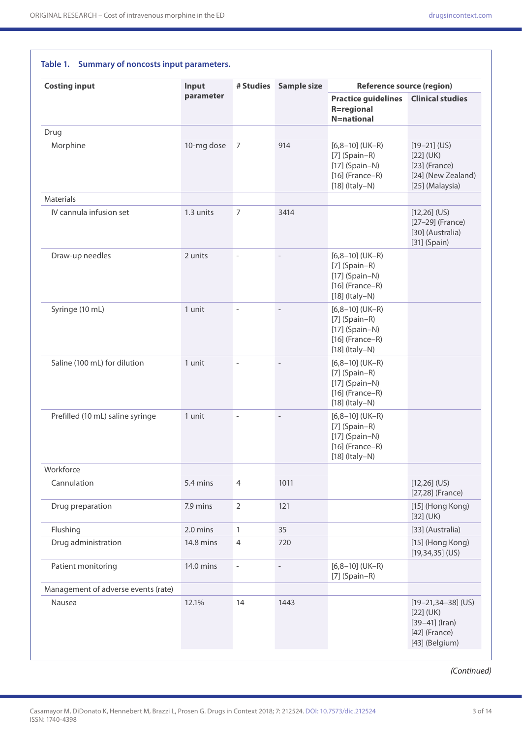**Table 1. Summary of noncosts input parameters.**

| Costing input | Input parameter | # Studies | Sample size | Reference source (region) | |
|---|---|---|---|---|---|
| | | | | Practice guidelines R=regional N=national | Clinical studies |
| Drug | | | | | |
| Morphine | 10-mg dose | 7 | 914 | [6,8–10] (UK–R) [7] (Spain–R) [17] (Spain–N) [16] (France–R) [18] (Italy–N) | [19–21] (US) [22] (UK) [23] (France) [24] (New Zealand) [25] (Malaysia) |
| Materials | | | | | |
| IV cannula infusion set | 1.3 units | 7 | 3414 | | [12,26] (US) [27–29] (France) [30] (Australia) [31] (Spain) |
| Draw-up needles | 2 units | - | - | [6,8–10] (UK–R) [7] (Spain–R) [17] (Spain–N) [16] (France–R) [18] (Italy–N) | |
| Syringe (10 mL) | 1 unit | - | - | [6,8–10] (UK–R) [7] (Spain–R) [17] (Spain–N) [16] (France–R) [18] (Italy–N) | |
| Saline (100 mL) for dilution | 1 unit | - | - | [6,8–10] (UK–R) [7] (Spain–R) [17] (Spain–N) [16] (France–R) [18] (Italy–N) | |
| Prefilled (10 mL) saline syringe | 1 unit | - | - | [6,8–10] (UK–R) [7] (Spain–R) [17] (Spain–N) [16] (France–R) [18] (Italy–N) | |
| Workforce | | | | | |
| Cannulation | 5.4 mins | 4 | 1011 | | [12,26] (US) [27,28] (France) |
| Drug preparation | 7.9 mins | 2 | 121 | | [15] (Hong Kong) [32] (UK) |
| Flushing | 2.0 mins | 1 | 35 | | [33] (Australia) |
| Drug administration | 14.8 mins | 4 | 720 | | [15] (Hong Kong) [19,34,35] (US) |
| Patient monitoring | 14.0 mins | - | - | [6,8–10] (UK–R) [7] (Spain–R) | |
| Management of adverse events (rate) | | | | | |
| Nausea | 12.1% | 14 | 1443 | | [19–21,34–38] (US) [22] (UK) [39–41] (Iran) [42] (France) [43] (Belgium) |

*(Continued)*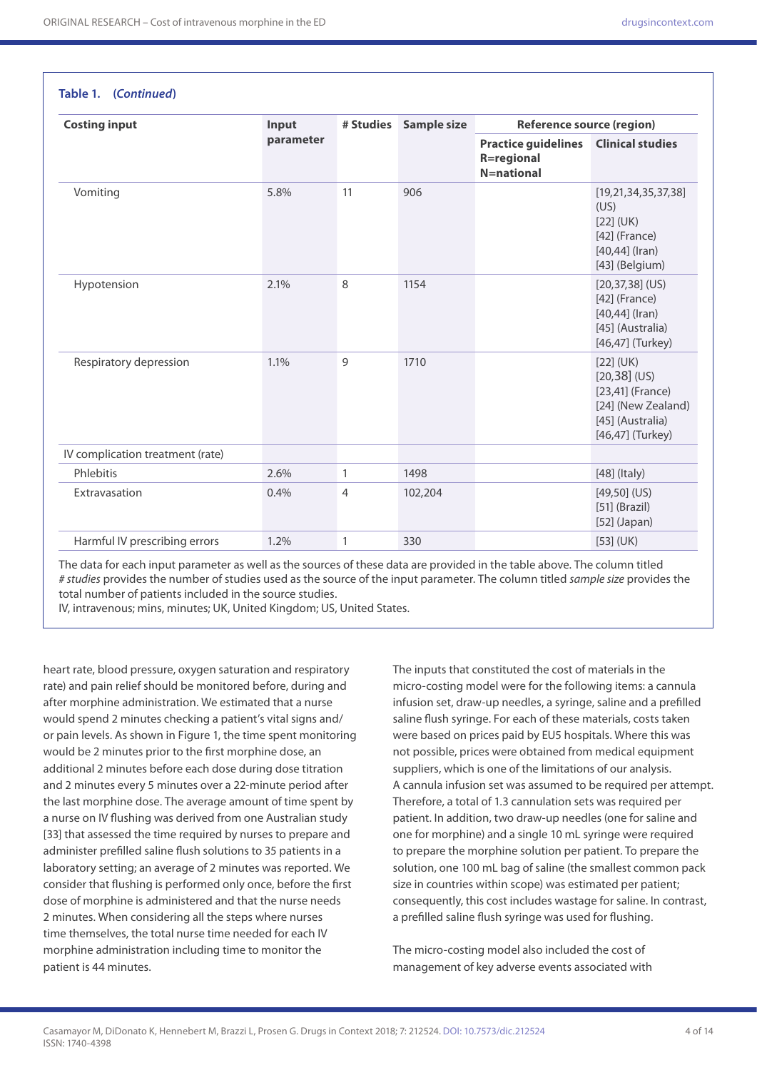**Table 1. (*Continued*)**

| Costing input | Input parameter | # Studies | Sample size | Reference source (region) | |
|---|---|---|---|---|---|
| | | | | Practice guidelines R=regional N=national | Clinical studies |
| Vomiting | 5.8% | 11 | 906 | | [19,21,34,35,37,38] (US) [22] (UK) [42] (France) [40,44] (Iran) [43] (Belgium) |
| Hypotension | 2.1% | 8 | 1154 | | [20,37,38] (US) [42] (France) [40,44] (Iran) [45] (Australia) [46,47] (Turkey) |
| Respiratory depression | 1.1% | 9 | 1710 | | [22] (UK) [20,38] (US) [23,41] (France) [24] (New Zealand) [45] (Australia) [46,47] (Turkey) |
| IV complication treatment (rate) | | | | | |
| Phlebitis | 2.6% | 1 | 1498 | | [48] (Italy) |
| Extravasation | 0.4% | 4 | 102,204 | | [49,50] (US) [51] (Brazil) [52] (Japan) |
| Harmful IV prescribing errors | 1.2% | 1 | 330 | | [53] (UK) |

The data for each input parameter as well as the sources of these data are provided in the table above. The column titled *# studies* provides the number of studies used as the source of the input parameter. The column titled *sample size* provides the total number of patients included in the source studies.
IV, intravenous; mins, minutes; UK, United Kingdom; US, United States.

heart rate, blood pressure, oxygen saturation and respiratory rate) and pain relief should be monitored before, during and after morphine administration. We estimated that a nurse would spend 2 minutes checking a patient's vital signs and/or pain levels. As shown in Figure 1, the time spent monitoring would be 2 minutes prior to the first morphine dose, an additional 2 minutes before each dose during dose titration and 2 minutes every 5 minutes over a 22-minute period after the last morphine dose. The average amount of time spent by a nurse on IV flushing was derived from one Australian study [33] that assessed the time required by nurses to prepare and administer prefilled saline flush solutions to 35 patients in a laboratory setting; an average of 2 minutes was reported. We consider that flushing is performed only once, before the first dose of morphine is administered and that the nurse needs 2 minutes. When considering all the steps where nurses time themselves, the total nurse time needed for each IV morphine administration including time to monitor the patient is 44 minutes.

The inputs that constituted the cost of materials in the micro-costing model were for the following items: a cannula infusion set, draw-up needles, a syringe, saline and a prefilled saline flush syringe. For each of these materials, costs taken were based on prices paid by EU5 hospitals. Where this was not possible, prices were obtained from medical equipment suppliers, which is one of the limitations of our analysis. A cannula infusion set was assumed to be required per attempt. Therefore, a total of 1.3 cannulation sets was required per patient. In addition, two draw-up needles (one for saline and one for morphine) and a single 10 mL syringe were required to prepare the morphine solution per patient. To prepare the solution, one 100 mL bag of saline (the smallest common pack size in countries within scope) was estimated per patient; consequently, this cost includes wastage for saline. In contrast, a prefilled saline flush syringe was used for flushing.

The micro-costing model also included the cost of management of key adverse events associated with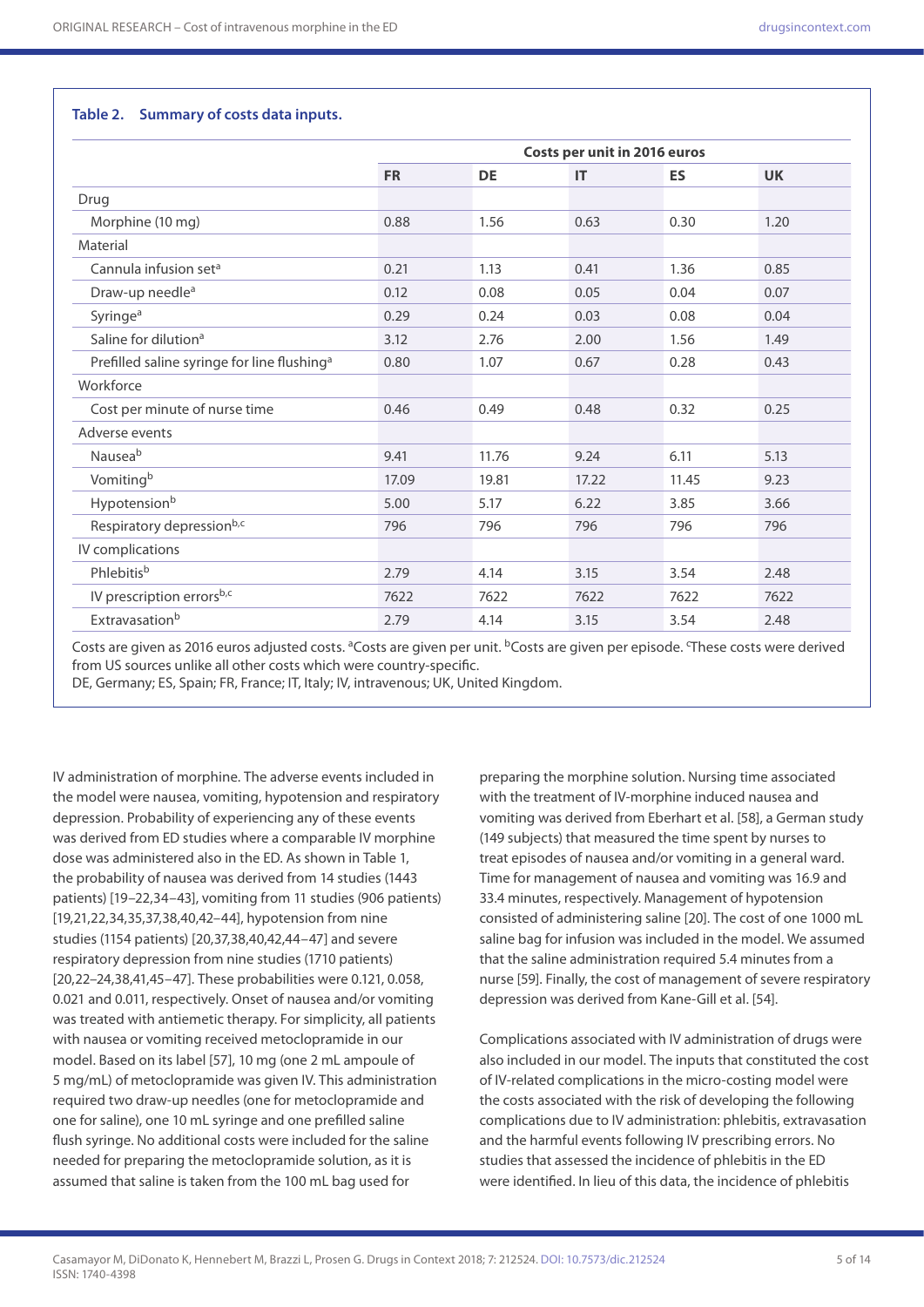**Table 2. Summary of costs data inputs.**

| | Costs per unit in 2016 euros | | | | |
|---|---|---|---|---|---|
| | FR | DE | IT | ES | UK |
| Drug | | | | | |
| Morphine (10 mg) | 0.88 | 1.56 | 0.63 | 0.30 | 1.20 |
| Material | | | | | |
| Cannula infusion set[a] | 0.21 | 1.13 | 0.41 | 1.36 | 0.85 |
| Draw-up needle[a] | 0.12 | 0.08 | 0.05 | 0.04 | 0.07 |
| Syringe[a] | 0.29 | 0.24 | 0.03 | 0.08 | 0.04 |
| Saline for dilution[a] | 3.12 | 2.76 | 2.00 | 1.56 | 1.49 |
| Prefilled saline syringe for line flushing[a] | 0.80 | 1.07 | 0.67 | 0.28 | 0.43 |
| Workforce | | | | | |
| Cost per minute of nurse time | 0.46 | 0.49 | 0.48 | 0.32 | 0.25 |
| Adverse events | | | | | |
| Nausea[b] | 9.41 | 11.76 | 9.24 | 6.11 | 5.13 |
| Vomiting[b] | 17.09 | 19.81 | 17.22 | 11.45 | 9.23 |
| Hypotension[b] | 5.00 | 5.17 | 6.22 | 3.85 | 3.66 |
| Respiratory depression[b,c] | 796 | 796 | 796 | 796 | 796 |
| IV complications | | | | | |
| Phlebitis[b] | 2.79 | 4.14 | 3.15 | 3.54 | 2.48 |
| IV prescription errors[b,c] | 7622 | 7622 | 7622 | 7622 | 7622 |
| Extravasation[b] | 2.79 | 4.14 | 3.15 | 3.54 | 2.48 |

Costs are given as 2016 euros adjusted costs. [a]Costs are given per unit. [b]Costs are given per episode. [c]These costs were derived from US sources unlike all other costs which were country-specific.
DE, Germany; ES, Spain; FR, France; IT, Italy; IV, intravenous; UK, United Kingdom.

IV administration of morphine. The adverse events included in the model were nausea, vomiting, hypotension and respiratory depression. Probability of experiencing any of these events was derived from ED studies where a comparable IV morphine dose was administered also in the ED. As shown in Table 1, the probability of nausea was derived from 14 studies (1443 patients) [19–22,34–43], vomiting from 11 studies (906 patients) [19,21,22,34,35,37,38,40,42–44], hypotension from nine studies (1154 patients) [20,37,38,40,42,44–47] and severe respiratory depression from nine studies (1710 patients) [20,22–24,38,41,45–47]. These probabilities were 0.121, 0.058, 0.021 and 0.011, respectively. Onset of nausea and/or vomiting was treated with antiemetic therapy. For simplicity, all patients with nausea or vomiting received metoclopramide in our model. Based on its label [57], 10 mg (one 2 mL ampoule of 5 mg/mL) of metoclopramide was given IV. This administration required two draw-up needles (one for metoclopramide and one for saline), one 10 mL syringe and one prefilled saline flush syringe. No additional costs were included for the saline needed for preparing the metoclopramide solution, as it is assumed that saline is taken from the 100 mL bag used for preparing the morphine solution. Nursing time associated with the treatment of IV-morphine induced nausea and vomiting was derived from Eberhart et al. [58], a German study (149 subjects) that measured the time spent by nurses to treat episodes of nausea and/or vomiting in a general ward. Time for management of nausea and vomiting was 16.9 and 33.4 minutes, respectively. Management of hypotension consisted of administering saline [20]. The cost of one 1000 mL saline bag for infusion was included in the model. We assumed that the saline administration required 5.4 minutes from a nurse [59]. Finally, the cost of management of severe respiratory depression was derived from Kane-Gill et al. [54].

Complications associated with IV administration of drugs were also included in our model. The inputs that constituted the cost of IV-related complications in the micro-costing model were the costs associated with the risk of developing the following complications due to IV administration: phlebitis, extravasation and the harmful events following IV prescribing errors. No studies that assessed the incidence of phlebitis in the ED were identified. In lieu of this data, the incidence of phlebitis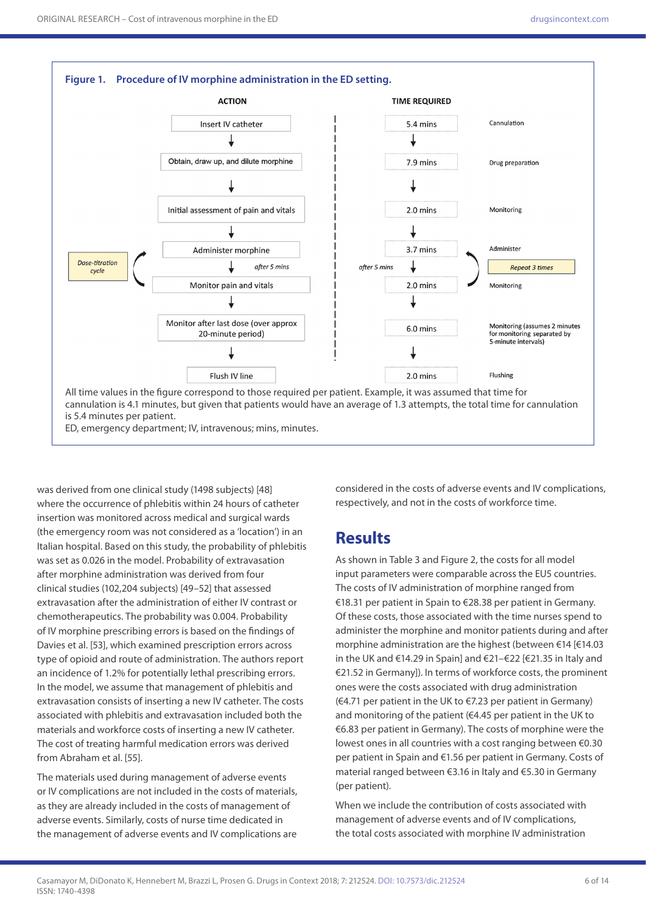**Figure 1. Procedure of IV morphine administration in the ED setting.**

| ACTION | TIME REQUIRED | |
|---|---|---|
| Insert IV catheter | 5.4 mins | Cannulation |
| Obtain, draw up, and dilute morphine | 7.9 mins | Drug preparation |
| Initial assessment of pain and vitals | 2.0 mins | Monitoring |
| Administer morphine (*Dose-titration cycle*) | 3.7 mins | Administer (*Repeat 3 times*) |
| *after 5 mins* Monitor pain and vitals | *after 5 mins* 2.0 mins | Monitoring |
| Monitor after last dose (over approx 20-minute period) | 6.0 mins | Monitoring (assumes 2 minutes for monitoring separated by 5-minute intervals) |
| Flush IV line | 2.0 mins | Flushing |

All time values in the figure correspond to those required per patient. Example, it was assumed that time for cannulation is 4.1 minutes, but given that patients would have an average of 1.3 attempts, the total time for cannulation is 5.4 minutes per patient.
ED, emergency department; IV, intravenous; mins, minutes.

was derived from one clinical study (1498 subjects) [48] where the occurrence of phlebitis within 24 hours of catheter insertion was monitored across medical and surgical wards (the emergency room was not considered as a 'location') in an Italian hospital. Based on this study, the probability of phlebitis was set as 0.026 in the model. Probability of extravasation after morphine administration was derived from four clinical studies (102,204 subjects) [49–52] that assessed extravasation after the administration of either IV contrast or chemotherapeutics. The probability was 0.004. Probability of IV morphine prescribing errors is based on the findings of Davies et al. [53], which examined prescription errors across type of opioid and route of administration. The authors report an incidence of 1.2% for potentially lethal prescribing errors. In the model, we assume that management of phlebitis and extravasation consists of inserting a new IV catheter. The costs associated with phlebitis and extravasation included both the materials and workforce costs of inserting a new IV catheter. The cost of treating harmful medication errors was derived from Abraham et al. [55].

The materials used during management of adverse events or IV complications are not included in the costs of materials, as they are already included in the costs of management of adverse events. Similarly, costs of nurse time dedicated in the management of adverse events and IV complications are considered in the costs of adverse events and IV complications, respectively, and not in the costs of workforce time.

## Results

As shown in Table 3 and Figure 2, the costs for all model input parameters were comparable across the EU5 countries. The costs of IV administration of morphine ranged from €18.31 per patient in Spain to €28.38 per patient in Germany. Of these costs, those associated with the time nurses spend to administer the morphine and monitor patients during and after morphine administration are the highest (between €14 [€14.03 in the UK and €14.29 in Spain] and €21–€22 [€21.35 in Italy and €21.52 in Germany]). In terms of workforce costs, the prominent ones were the costs associated with drug administration (€4.71 per patient in the UK to €7.23 per patient in Germany) and monitoring of the patient (€4.45 per patient in the UK to €6.83 per patient in Germany). The costs of morphine were the lowest ones in all countries with a cost ranging between €0.30 per patient in Spain and €1.56 per patient in Germany. Costs of material ranged between €3.16 in Italy and €5.30 in Germany (per patient).

When we include the contribution of costs associated with management of adverse events and of IV complications, the total costs associated with morphine IV administration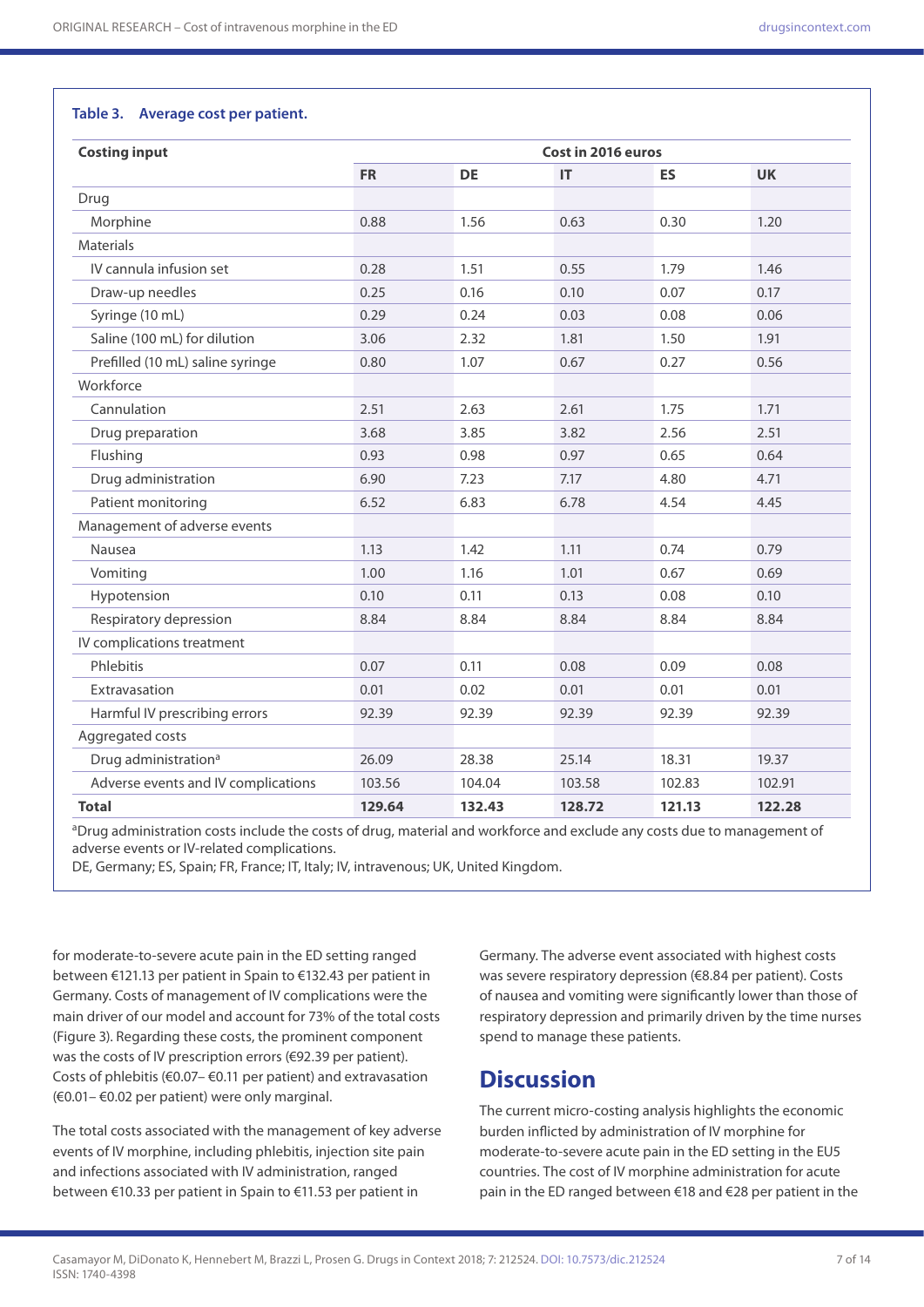**Table 3. Average cost per patient.**

| Costing input | Cost in 2016 euros | | | | |
|---|---|---|---|---|---|
| | **FR** | **DE** | **IT** | **ES** | **UK** |
| Drug | | | | | |
| Morphine | 0.88 | 1.56 | 0.63 | 0.30 | 1.20 |
| Materials | | | | | |
| IV cannula infusion set | 0.28 | 1.51 | 0.55 | 1.79 | 1.46 |
| Draw-up needles | 0.25 | 0.16 | 0.10 | 0.07 | 0.17 |
| Syringe (10 mL) | 0.29 | 0.24 | 0.03 | 0.08 | 0.06 |
| Saline (100 mL) for dilution | 3.06 | 2.32 | 1.81 | 1.50 | 1.91 |
| Prefilled (10 mL) saline syringe | 0.80 | 1.07 | 0.67 | 0.27 | 0.56 |
| Workforce | | | | | |
| Cannulation | 2.51 | 2.63 | 2.61 | 1.75 | 1.71 |
| Drug preparation | 3.68 | 3.85 | 3.82 | 2.56 | 2.51 |
| Flushing | 0.93 | 0.98 | 0.97 | 0.65 | 0.64 |
| Drug administration | 6.90 | 7.23 | 7.17 | 4.80 | 4.71 |
| Patient monitoring | 6.52 | 6.83 | 6.78 | 4.54 | 4.45 |
| Management of adverse events | | | | | |
| Nausea | 1.13 | 1.42 | 1.11 | 0.74 | 0.79 |
| Vomiting | 1.00 | 1.16 | 1.01 | 0.67 | 0.69 |
| Hypotension | 0.10 | 0.11 | 0.13 | 0.08 | 0.10 |
| Respiratory depression | 8.84 | 8.84 | 8.84 | 8.84 | 8.84 |
| IV complications treatment | | | | | |
| Phlebitis | 0.07 | 0.11 | 0.08 | 0.09 | 0.08 |
| Extravasation | 0.01 | 0.02 | 0.01 | 0.01 | 0.01 |
| Harmful IV prescribing errors | 92.39 | 92.39 | 92.39 | 92.39 | 92.39 |
| Aggregated costs | | | | | |
| Drug administration[a] | 26.09 | 28.38 | 25.14 | 18.31 | 19.37 |
| Adverse events and IV complications | 103.56 | 104.04 | 103.58 | 102.83 | 102.91 |
| **Total** | **129.64** | **132.43** | **128.72** | **121.13** | **122.28** |

[a]Drug administration costs include the costs of drug, material and workforce and exclude any costs due to management of adverse events or IV-related complications.

DE, Germany; ES, Spain; FR, France; IT, Italy; IV, intravenous; UK, United Kingdom.

for moderate-to-severe acute pain in the ED setting ranged between €121.13 per patient in Spain to €132.43 per patient in Germany. Costs of management of IV complications were the main driver of our model and account for 73% of the total costs (Figure 3). Regarding these costs, the prominent component was the costs of IV prescription errors (€92.39 per patient). Costs of phlebitis (€0.07– €0.11 per patient) and extravasation (€0.01– €0.02 per patient) were only marginal.

The total costs associated with the management of key adverse events of IV morphine, including phlebitis, injection site pain and infections associated with IV administration, ranged between €10.33 per patient in Spain to €11.53 per patient in Germany. The adverse event associated with highest costs was severe respiratory depression (€8.84 per patient). Costs of nausea and vomiting were significantly lower than those of respiratory depression and primarily driven by the time nurses spend to manage these patients.

## Discussion

The current micro-costing analysis highlights the economic burden inflicted by administration of IV morphine for moderate-to-severe acute pain in the ED setting in the EU5 countries. The cost of IV morphine administration for acute pain in the ED ranged between €18 and €28 per patient in the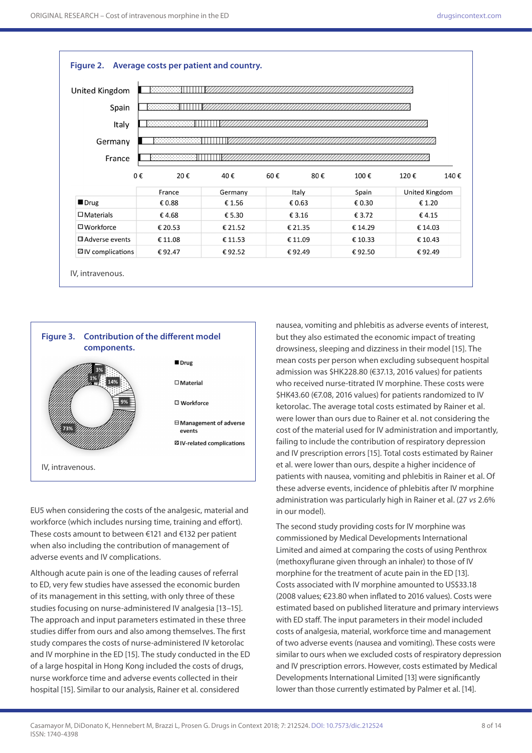**Figure 2. Average costs per patient and country.**

| | France | Germany | Italy | Spain | United Kingdom |
|---|---|---|---|---|---|
| Drug | € 0.88 | € 1.56 | € 0.63 | € 0.30 | € 1.20 |
| Materials | € 4.68 | € 5.30 | € 3.16 | € 3.72 | € 4.15 |
| Workforce | € 20.53 | € 21.52 | € 21.35 | € 14.29 | € 14.03 |
| Adverse events | € 11.08 | € 11.53 | € 11.09 | € 10.33 | € 10.43 |
| IV complications | € 92.47 | € 92.52 | € 92.49 | € 92.50 | € 92.49 |

IV, intravenous.

**Figure 3. Contribution of the different model components.**

Drug 1%; Material 3%; Workforce 14%; Management of adverse events 9%; IV-related complications 73%

IV, intravenous.

EU5 when considering the costs of the analgesic, material and workforce (which includes nursing time, training and effort). These costs amount to between €121 and €132 per patient when also including the contribution of management of adverse events and IV complications.

Although acute pain is one of the leading causes of referral to ED, very few studies have assessed the economic burden of its management in this setting, with only three of these studies focusing on nurse-administered IV analgesia [13–15]. The approach and input parameters estimated in these three studies differ from ours and also among themselves. The first study compares the costs of nurse-administered IV ketorolac and IV morphine in the ED [15]. The study conducted in the ED of a large hospital in Hong Kong included the costs of drugs, nurse workforce time and adverse events collected in their hospital [15]. Similar to our analysis, Rainer et al. considered nausea, vomiting and phlebitis as adverse events of interest, but they also estimated the economic impact of treating drowsiness, sleeping and dizziness in their model [15]. The mean costs per person when excluding subsequent hospital admission was $HK228.80 (€37.13, 2016 values) for patients who received nurse-titrated IV morphine. These costs were $HK43.60 (€7.08, 2016 values) for patients randomized to IV ketorolac. The average total costs estimated by Rainer et al. were lower than ours due to Rainer et al. not considering the cost of the material used for IV administration and importantly, failing to include the contribution of respiratory depression and IV prescription errors [15]. Total costs estimated by Rainer et al. were lower than ours, despite a higher incidence of patients with nausea, vomiting and phlebitis in Rainer et al. Of these adverse events, incidence of phlebitis after IV morphine administration was particularly high in Rainer et al. (27 *vs* 2.6% in our model).

The second study providing costs for IV morphine was commissioned by Medical Developments International Limited and aimed at comparing the costs of using Penthrox (methoxyflurane given through an inhaler) to those of IV morphine for the treatment of acute pain in the ED [13]. Costs associated with IV morphine amounted to US$33.18 (2008 values; €23.80 when inflated to 2016 values). Costs were estimated based on published literature and primary interviews with ED staff. The input parameters in their model included costs of analgesia, material, workforce time and management of two adverse events (nausea and vomiting). These costs were similar to ours when we excluded costs of respiratory depression and IV prescription errors. However, costs estimated by Medical Developments International Limited [13] were significantly lower than those currently estimated by Palmer et al. [14].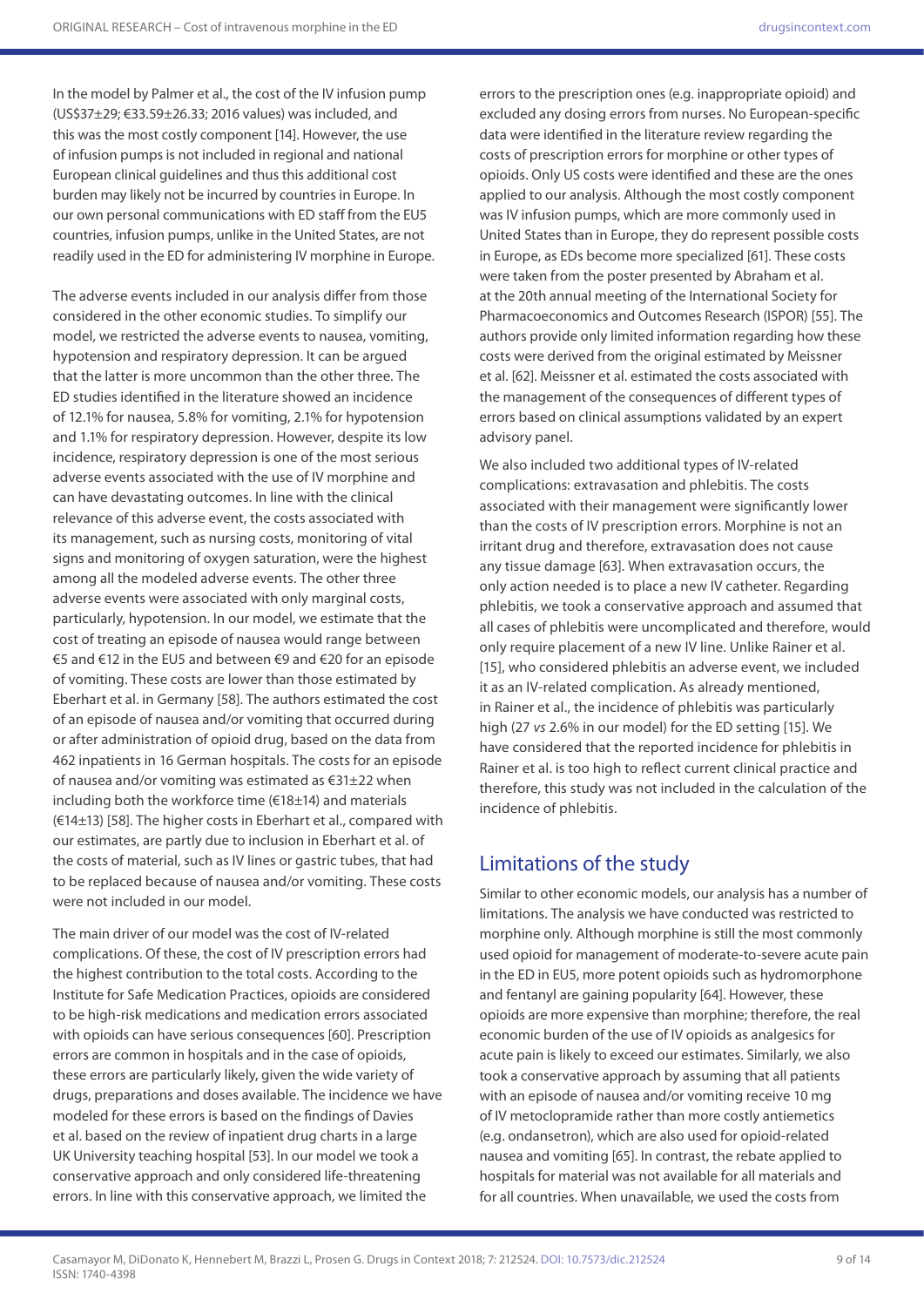In the model by Palmer et al., the cost of the IV infusion pump (US$37±29; €33.59±26.33; 2016 values) was included, and this was the most costly component [14]. However, the use of infusion pumps is not included in regional and national European clinical guidelines and thus this additional cost burden may likely not be incurred by countries in Europe. In our own personal communications with ED staff from the EU5 countries, infusion pumps, unlike in the United States, are not readily used in the ED for administering IV morphine in Europe.

The adverse events included in our analysis differ from those considered in the other economic studies. To simplify our model, we restricted the adverse events to nausea, vomiting, hypotension and respiratory depression. It can be argued that the latter is more uncommon than the other three. The ED studies identified in the literature showed an incidence of 12.1% for nausea, 5.8% for vomiting, 2.1% for hypotension and 1.1% for respiratory depression. However, despite its low incidence, respiratory depression is one of the most serious adverse events associated with the use of IV morphine and can have devastating outcomes. In line with the clinical relevance of this adverse event, the costs associated with its management, such as nursing costs, monitoring of vital signs and monitoring of oxygen saturation, were the highest among all the modeled adverse events. The other three adverse events were associated with only marginal costs, particularly, hypotension. In our model, we estimate that the cost of treating an episode of nausea would range between €5 and €12 in the EU5 and between €9 and €20 for an episode of vomiting. These costs are lower than those estimated by Eberhart et al. in Germany [58]. The authors estimated the cost of an episode of nausea and/or vomiting that occurred during or after administration of opioid drug, based on the data from 462 inpatients in 16 German hospitals. The costs for an episode of nausea and/or vomiting was estimated as €31±22 when including both the workforce time (€18±14) and materials (€14±13) [58]. The higher costs in Eberhart et al., compared with our estimates, are partly due to inclusion in Eberhart et al. of the costs of material, such as IV lines or gastric tubes, that had to be replaced because of nausea and/or vomiting. These costs were not included in our model.

The main driver of our model was the cost of IV-related complications. Of these, the cost of IV prescription errors had the highest contribution to the total costs. According to the Institute for Safe Medication Practices, opioids are considered to be high-risk medications and medication errors associated with opioids can have serious consequences [60]. Prescription errors are common in hospitals and in the case of opioids, these errors are particularly likely, given the wide variety of drugs, preparations and doses available. The incidence we have modeled for these errors is based on the findings of Davies et al. based on the review of inpatient drug charts in a large UK University teaching hospital [53]. In our model we took a conservative approach and only considered life-threatening errors. In line with this conservative approach, we limited the errors to the prescription ones (e.g. inappropriate opioid) and excluded any dosing errors from nurses. No European-specific data were identified in the literature review regarding the costs of prescription errors for morphine or other types of opioids. Only US costs were identified and these are the ones applied to our analysis. Although the most costly component was IV infusion pumps, which are more commonly used in United States than in Europe, they do represent possible costs in Europe, as EDs become more specialized [61]. These costs were taken from the poster presented by Abraham et al. at the 20th annual meeting of the International Society for Pharmacoeconomics and Outcomes Research (ISPOR) [55]. The authors provide only limited information regarding how these costs were derived from the original estimated by Meissner et al. [62]. Meissner et al. estimated the costs associated with the management of the consequences of different types of errors based on clinical assumptions validated by an expert advisory panel.

We also included two additional types of IV-related complications: extravasation and phlebitis. The costs associated with their management were significantly lower than the costs of IV prescription errors. Morphine is not an irritant drug and therefore, extravasation does not cause any tissue damage [63]. When extravasation occurs, the only action needed is to place a new IV catheter. Regarding phlebitis, we took a conservative approach and assumed that all cases of phlebitis were uncomplicated and therefore, would only require placement of a new IV line. Unlike Rainer et al. [15], who considered phlebitis an adverse event, we included it as an IV-related complication. As already mentioned, in Rainer et al., the incidence of phlebitis was particularly high (27 *vs* 2.6% in our model) for the ED setting [15]. We have considered that the reported incidence for phlebitis in Rainer et al. is too high to reflect current clinical practice and therefore, this study was not included in the calculation of the incidence of phlebitis.

## Limitations of the study

Similar to other economic models, our analysis has a number of limitations. The analysis we have conducted was restricted to morphine only. Although morphine is still the most commonly used opioid for management of moderate-to-severe acute pain in the ED in EU5, more potent opioids such as hydromorphone and fentanyl are gaining popularity [64]. However, these opioids are more expensive than morphine; therefore, the real economic burden of the use of IV opioids as analgesics for acute pain is likely to exceed our estimates. Similarly, we also took a conservative approach by assuming that all patients with an episode of nausea and/or vomiting receive 10 mg of IV metoclopramide rather than more costly antiemetics (e.g. ondansetron), which are also used for opioid-related nausea and vomiting [65]. In contrast, the rebate applied to hospitals for material was not available for all materials and for all countries. When unavailable, we used the costs from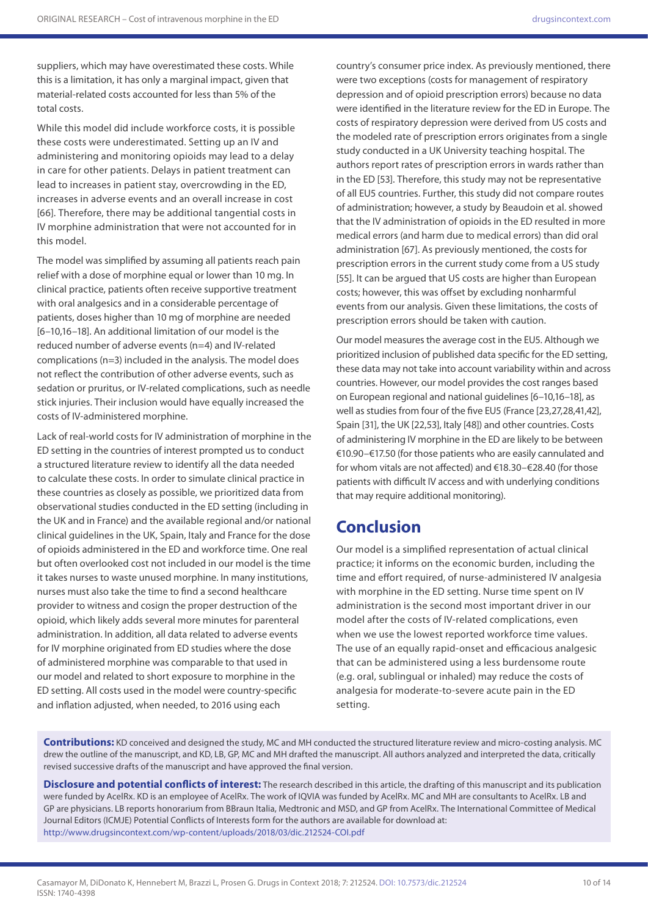suppliers, which may have overestimated these costs. While this is a limitation, it has only a marginal impact, given that material-related costs accounted for less than 5% of the total costs.

While this model did include workforce costs, it is possible these costs were underestimated. Setting up an IV and administering and monitoring opioids may lead to a delay in care for other patients. Delays in patient treatment can lead to increases in patient stay, overcrowding in the ED, increases in adverse events and an overall increase in cost [66]. Therefore, there may be additional tangential costs in IV morphine administration that were not accounted for in this model.

The model was simplified by assuming all patients reach pain relief with a dose of morphine equal or lower than 10 mg. In clinical practice, patients often receive supportive treatment with oral analgesics and in a considerable percentage of patients, doses higher than 10 mg of morphine are needed [6–10,16–18]. An additional limitation of our model is the reduced number of adverse events (n=4) and IV-related complications (n=3) included in the analysis. The model does not reflect the contribution of other adverse events, such as sedation or pruritus, or IV-related complications, such as needle stick injuries. Their inclusion would have equally increased the costs of IV-administered morphine.

Lack of real-world costs for IV administration of morphine in the ED setting in the countries of interest prompted us to conduct a structured literature review to identify all the data needed to calculate these costs. In order to simulate clinical practice in these countries as closely as possible, we prioritized data from observational studies conducted in the ED setting (including in the UK and in France) and the available regional and/or national clinical guidelines in the UK, Spain, Italy and France for the dose of opioids administered in the ED and workforce time. One real but often overlooked cost not included in our model is the time it takes nurses to waste unused morphine. In many institutions, nurses must also take the time to find a second healthcare provider to witness and cosign the proper destruction of the opioid, which likely adds several more minutes for parenteral administration. In addition, all data related to adverse events for IV morphine originated from ED studies where the dose of administered morphine was comparable to that used in our model and related to short exposure to morphine in the ED setting. All costs used in the model were country-specific and inflation adjusted, when needed, to 2016 using each country's consumer price index. As previously mentioned, there were two exceptions (costs for management of respiratory depression and of opioid prescription errors) because no data were identified in the literature review for the ED in Europe. The costs of respiratory depression were derived from US costs and the modeled rate of prescription errors originates from a single study conducted in a UK University teaching hospital. The authors report rates of prescription errors in wards rather than in the ED [53]. Therefore, this study may not be representative of all EU5 countries. Further, this study did not compare routes of administration; however, a study by Beaudoin et al. showed that the IV administration of opioids in the ED resulted in more medical errors (and harm due to medical errors) than did oral administration [67]. As previously mentioned, the costs for prescription errors in the current study come from a US study [55]. It can be argued that US costs are higher than European costs; however, this was offset by excluding nonharmful events from our analysis. Given these limitations, the costs of prescription errors should be taken with caution.

Our model measures the average cost in the EU5. Although we prioritized inclusion of published data specific for the ED setting, these data may not take into account variability within and across countries. However, our model provides the cost ranges based on European regional and national guidelines [6–10,16–18], as well as studies from four of the five EU5 (France [23,27,28,41,42], Spain [31], the UK [22,53], Italy [48]) and other countries. Costs of administering IV morphine in the ED are likely to be between €10.90–€17.50 (for those patients who are easily cannulated and for whom vitals are not affected) and €18.30–€28.40 (for those patients with difficult IV access and with underlying conditions that may require additional monitoring).

## Conclusion

Our model is a simplified representation of actual clinical practice; it informs on the economic burden, including the time and effort required, of nurse-administered IV analgesia with morphine in the ED setting. Nurse time spent on IV administration is the second most important driver in our model after the costs of IV-related complications, even when we use the lowest reported workforce time values. The use of an equally rapid-onset and efficacious analgesic that can be administered using a less burdensome route (e.g. oral, sublingual or inhaled) may reduce the costs of analgesia for moderate-to-severe acute pain in the ED setting.

**Contributions:** KD conceived and designed the study, MC and MH conducted the structured literature review and micro-costing analysis. MC drew the outline of the manuscript, and KD, LB, GP, MC and MH drafted the manuscript. All authors analyzed and interpreted the data, critically revised successive drafts of the manuscript and have approved the final version.

**Disclosure and potential conflicts of interest:** The research described in this article, the drafting of this manuscript and its publication were funded by AcelRx. KD is an employee of AcelRx. The work of IQVIA was funded by AcelRx. MC and MH are consultants to AcelRx. LB and GP are physicians. LB reports honorarium from BBraun Italia, Medtronic and MSD, and GP from AcelRx. The International Committee of Medical Journal Editors (ICMJE) Potential Conflicts of Interests form for the authors are available for download at: http://www.drugsincontext.com/wp-content/uploads/2018/03/dic.212524-COI.pdf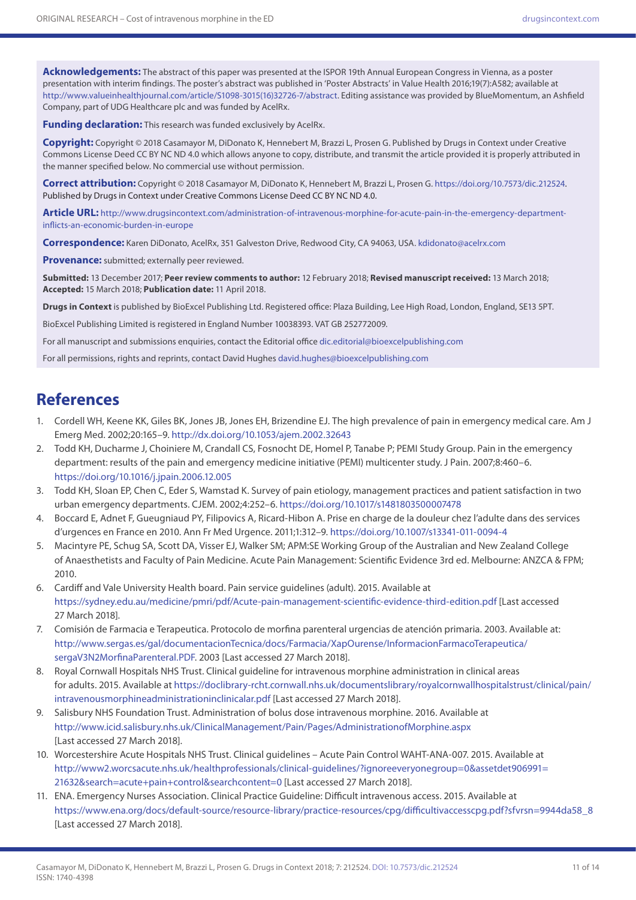**Acknowledgements:** The abstract of this paper was presented at the ISPOR 19th Annual European Congress in Vienna, as a poster presentation with interim findings. The poster's abstract was published in 'Poster Abstracts' in Value Health 2016;19(7):A582; available at http://www.valueinhealthjournal.com/article/S1098-3015(16)32726-7/abstract. Editing assistance was provided by BlueMomentum, an Ashfield Company, part of UDG Healthcare plc and was funded by AcelRx.

**Funding declaration:** This research was funded exclusively by AcelRx.

**Copyright:** Copyright © 2018 Casamayor M, DiDonato K, Hennebert M, Brazzi L, Prosen G. Published by Drugs in Context under Creative Commons License Deed CC BY NC ND 4.0 which allows anyone to copy, distribute, and transmit the article provided it is properly attributed in the manner specified below. No commercial use without permission.

**Correct attribution:** Copyright © 2018 Casamayor M, DiDonato K, Hennebert M, Brazzi L, Prosen G. https://doi.org/10.7573/dic.212524. Published by Drugs in Context under Creative Commons License Deed CC BY NC ND 4.0.

**Article URL:** http://www.drugsincontext.com/administration-of-intravenous-morphine-for-acute-pain-in-the-emergency-department-inflicts-an-economic-burden-in-europe

**Correspondence:** Karen DiDonato, AcelRx, 351 Galveston Drive, Redwood City, CA 94063, USA. kdidonato@acelrx.com

**Provenance:** submitted; externally peer reviewed.

**Submitted:** 13 December 2017; **Peer review comments to author:** 12 February 2018; **Revised manuscript received:** 13 March 2018; **Accepted:** 15 March 2018; **Publication date:** 11 April 2018.

**Drugs in Context** is published by BioExcel Publishing Ltd. Registered office: Plaza Building, Lee High Road, London, England, SE13 5PT.

BioExcel Publishing Limited is registered in England Number 10038393. VAT GB 252772009.

For all manuscript and submissions enquiries, contact the Editorial office dic.editorial@bioexcelpublishing.com

For all permissions, rights and reprints, contact David Hughes david.hughes@bioexcelpublishing.com

## References

1. Cordell WH, Keene KK, Giles BK, Jones JB, Jones EH, Brizendine EJ. The high prevalence of pain in emergency medical care. Am J Emerg Med. 2002;20:165–9. http://dx.doi.org/10.1053/ajem.2002.32643
2. Todd KH, Ducharme J, Choiniere M, Crandall CS, Fosnocht DE, Homel P, Tanabe P; PEMI Study Group. Pain in the emergency department: results of the pain and emergency medicine initiative (PEMI) multicenter study. J Pain. 2007;8:460–6. https://doi.org/10.1016/j.jpain.2006.12.005
3. Todd KH, Sloan EP, Chen C, Eder S, Wamstad K. Survey of pain etiology, management practices and patient satisfaction in two urban emergency departments. CJEM. 2002;4:252–6. https://doi.org/10.1017/s1481803500007478
4. Boccard E, Adnet F, Gueugniaud PY, Filipovics A, Ricard-Hibon A. Prise en charge de la douleur chez l'adulte dans des services d'urgences en France en 2010. Ann Fr Med Urgence. 2011;1:312–9. https://doi.org/10.1007/s13341-011-0094-4
5. Macintyre PE, Schug SA, Scott DA, Visser EJ, Walker SM; APM:SE Working Group of the Australian and New Zealand College of Anaesthetists and Faculty of Pain Medicine. Acute Pain Management: Scientific Evidence 3rd ed. Melbourne: ANZCA & FPM; 2010.
6. Cardiff and Vale University Health board. Pain service guidelines (adult). 2015. Available at https://sydney.edu.au/medicine/pmri/pdf/Acute-pain-management-scientific-evidence-third-edition.pdf [Last accessed 27 March 2018].
7. Comisión de Farmacia e Terapeutica. Protocolo de morfina parenteral urgencias de atención primaria. 2003. Available at: http://www.sergas.es/gal/documentacionTecnica/docs/Farmacia/XapOurense/InformacionFarmacoTerapeutica/sergaV3N2MorfinaParenteral.PDF. 2003 [Last accessed 27 March 2018].
8. Royal Cornwall Hospitals NHS Trust. Clinical guideline for intravenous morphine administration in clinical areas for adults. 2015. Available at https://doclibrary-rcht.cornwall.nhs.uk/documentslibrary/royalcornwallhospitalstrust/clinical/pain/intravenousmorphineadministrationinclinicalar.pdf [Last accessed 27 March 2018].
9. Salisbury NHS Foundation Trust. Administration of bolus dose intravenous morphine. 2016. Available at http://www.icid.salisbury.nhs.uk/ClinicalManagement/Pain/Pages/AdministrationofMorphine.aspx [Last accessed 27 March 2018].
10. Worcestershire Acute Hospitals NHS Trust. Clinical guidelines – Acute Pain Control WAHT-ANA-007. 2015. Available at http://www2.worcsacute.nhs.uk/healthprofessionals/clinical-guidelines/?ignoreeveryonegroup=0&assetdet906991=21632&search=acute+pain+control&searchcontent=0 [Last accessed 27 March 2018].
11. ENA. Emergency Nurses Association. Clinical Practice Guideline: Difficult intravenous access. 2015. Available at https://www.ena.org/docs/default-source/resource-library/practice-resources/cpg/difficultivaccesscpg.pdf?sfvrsn=9944da58_8 [Last accessed 27 March 2018].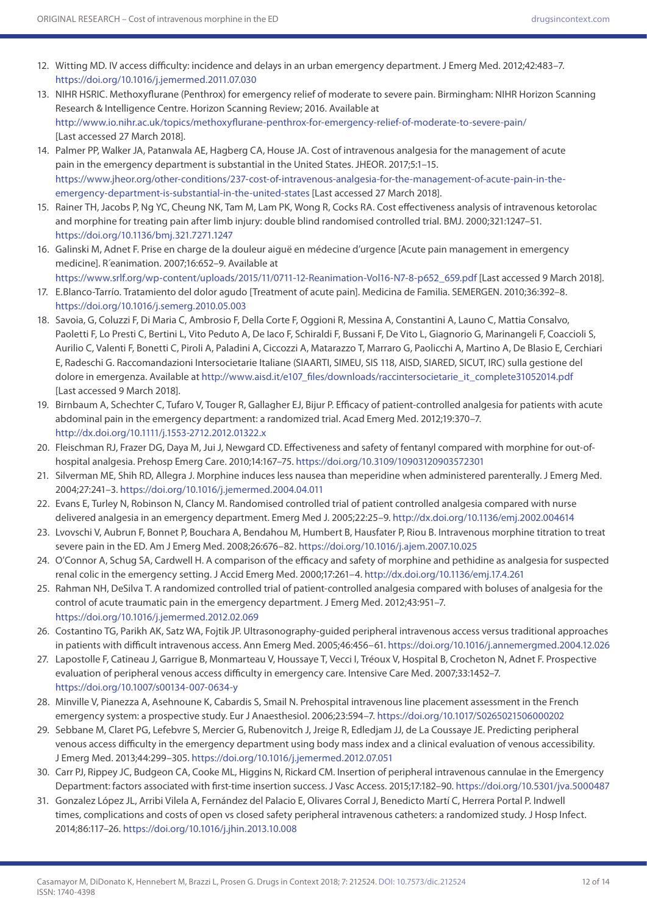12. Witting MD. IV access difficulty: incidence and delays in an urban emergency department. J Emerg Med. 2012;42:483–7. https://doi.org/10.1016/j.jemermed.2011.07.030
13. NIHR HSRIC. Methoxyflurane (Penthrox) for emergency relief of moderate to severe pain. Birmingham: NIHR Horizon Scanning Research & Intelligence Centre. Horizon Scanning Review; 2016. Available at http://www.io.nihr.ac.uk/topics/methoxyflurane-penthrox-for-emergency-relief-of-moderate-to-severe-pain/ [Last accessed 27 March 2018].
14. Palmer PP, Walker JA, Patanwala AE, Hagberg CA, House JA. Cost of intravenous analgesia for the management of acute pain in the emergency department is substantial in the United States. JHEOR. 2017;5:1–15. https://www.jheor.org/other-conditions/237-cost-of-intravenous-analgesia-for-the-management-of-acute-pain-in-the-emergency-department-is-substantial-in-the-united-states [Last accessed 27 March 2018].
15. Rainer TH, Jacobs P, Ng YC, Cheung NK, Tam M, Lam PK, Wong R, Cocks RA. Cost effectiveness analysis of intravenous ketorolac and morphine for treating pain after limb injury: double blind randomised controlled trial. BMJ. 2000;321:1247–51. https://doi.org/10.1136/bmj.321.7271.1247
16. Galinski M, Adnet F. Prise en charge de la douleur aiguë en médecine d'urgence [Acute pain management in emergency medicine]. R´eanimation. 2007;16:652–9. Available at https://www.srlf.org/wp-content/uploads/2015/11/0711-12-Reanimation-Vol16-N7-8-p652_659.pdf [Last accessed 9 March 2018].
17. E.Blanco-Tarrío. Tratamiento del dolor agudo [Treatment of acute pain]. Medicina de Familia. SEMERGEN. 2010;36:392–8. https://doi.org/10.1016/j.semerg.2010.05.003
18. Savoia, G, Coluzzi F, Di Maria C, Ambrosio F, Della Corte F, Oggioni R, Messina A, Constantini A, Launo C, Mattia Consalvo, Paoletti F, Lo Presti C, Bertini L, Vito Peduto A, De Iaco F, Schiraldi F, Bussani F, De Vito L, Giagnorio G, Marinangeli F, Coaccioli S, Aurilio C, Valenti F, Bonetti C, Piroli A, Paladini A, Ciccozzi A, Matarazzo T, Marraro G, Paolicchi A, Martino A, De Blasio E, Cerchiari E, Radeschi G. Raccomandazioni Intersocietarie Italiane (SIAARTI, SIMEU, SIS 118, AISD, SIARED, SICUT, IRC) sulla gestione del dolore in emergenza. Available at http://www.aisd.it/e107_files/downloads/raccintersocietarie_it_complete31052014.pdf [Last accessed 9 March 2018].
19. Birnbaum A, Schechter C, Tufaro V, Touger R, Gallagher EJ, Bijur P. Efficacy of patient-controlled analgesia for patients with acute abdominal pain in the emergency department: a randomized trial. Acad Emerg Med. 2012;19:370–7. http://dx.doi.org/10.1111/j.1553-2712.2012.01322.x
20. Fleischman RJ, Frazer DG, Daya M, Jui J, Newgard CD. Effectiveness and safety of fentanyl compared with morphine for out-of-hospital analgesia. Prehosp Emerg Care. 2010;14:167–75. https://doi.org/10.3109/10903120903572301
21. Silverman ME, Shih RD, Allegra J. Morphine induces less nausea than meperidine when administered parenterally. J Emerg Med. 2004;27:241–3. https://doi.org/10.1016/j.jemermed.2004.04.011
22. Evans E, Turley N, Robinson N, Clancy M. Randomised controlled trial of patient controlled analgesia compared with nurse delivered analgesia in an emergency department. Emerg Med J. 2005;22:25–9. http://dx.doi.org/10.1136/emj.2002.004614
23. Lvovschi V, Aubrun F, Bonnet P, Bouchara A, Bendahou M, Humbert B, Hausfater P, Riou B. Intravenous morphine titration to treat severe pain in the ED. Am J Emerg Med. 2008;26:676–82. https://doi.org/10.1016/j.ajem.2007.10.025
24. O'Connor A, Schug SA, Cardwell H. A comparison of the efficacy and safety of morphine and pethidine as analgesia for suspected renal colic in the emergency setting. J Accid Emerg Med. 2000;17:261–4. http://dx.doi.org/10.1136/emj.17.4.261
25. Rahman NH, DeSilva T. A randomized controlled trial of patient-controlled analgesia compared with boluses of analgesia for the control of acute traumatic pain in the emergency department. J Emerg Med. 2012;43:951–7. https://doi.org/10.1016/j.jemermed.2012.02.069
26. Costantino TG, Parikh AK, Satz WA, Fojtik JP. Ultrasonography-guided peripheral intravenous access versus traditional approaches in patients with difficult intravenous access. Ann Emerg Med. 2005;46:456–61. https://doi.org/10.1016/j.annemergmed.2004.12.026
27. Lapostolle F, Catineau J, Garrigue B, Monmarteau V, Houssaye T, Vecci I, Tréoux V, Hospital B, Crocheton N, Adnet F. Prospective evaluation of peripheral venous access difficulty in emergency care. Intensive Care Med. 2007;33:1452–7. https://doi.org/10.1007/s00134-007-0634-y
28. Minville V, Pianezza A, Asehnoune K, Cabardis S, Smail N. Prehospital intravenous line placement assessment in the French emergency system: a prospective study. Eur J Anaesthesiol. 2006;23:594–7. https://doi.org/10.1017/S0265021506000202
29. Sebbane M, Claret PG, Lefebvre S, Mercier G, Rubenovitch J, Jreige R, Edledjam JJ, de La Coussaye JE. Predicting peripheral venous access difficulty in the emergency department using body mass index and a clinical evaluation of venous accessibility. J Emerg Med. 2013;44:299–305. https://doi.org/10.1016/j.jemermed.2012.07.051
30. Carr PJ, Rippey JC, Budgeon CA, Cooke ML, Higgins N, Rickard CM. Insertion of peripheral intravenous cannulae in the Emergency Department: factors associated with first-time insertion success. J Vasc Access. 2015;17:182–90. https://doi.org/10.5301/jva.5000487
31. Gonzalez López JL, Arribi Vilela A, Fernández del Palacio E, Olivares Corral J, Benedicto Martí C, Herrera Portal P. Indwell times, complications and costs of open vs closed safety peripheral intravenous catheters: a randomized study. J Hosp Infect. 2014;86:117–26. https://doi.org/10.1016/j.jhin.2013.10.008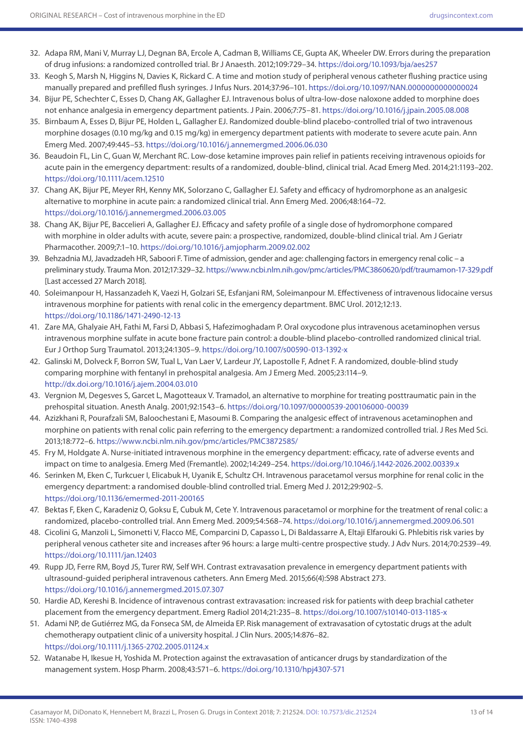32. Adapa RM, Mani V, Murray LJ, Degnan BA, Ercole A, Cadman B, Williams CE, Gupta AK, Wheeler DW. Errors during the preparation of drug infusions: a randomized controlled trial. Br J Anaesth. 2012;109:729–34. https://doi.org/10.1093/bja/aes257
33. Keogh S, Marsh N, Higgins N, Davies K, Rickard C. A time and motion study of peripheral venous catheter flushing practice using manually prepared and prefilled flush syringes. J Infus Nurs. 2014;37:96–101. https://doi.org/10.1097/NAN.0000000000000024
34. Bijur PE, Schechter C, Esses D, Chang AK, Gallagher EJ. Intravenous bolus of ultra-low-dose naloxone added to morphine does not enhance analgesia in emergency department patients. J Pain. 2006;7:75–81. https://doi.org/10.1016/j.jpain.2005.08.008
35. Birnbaum A, Esses D, Bijur PE, Holden L, Gallagher EJ. Randomized double-blind placebo-controlled trial of two intravenous morphine dosages (0.10 mg/kg and 0.15 mg/kg) in emergency department patients with moderate to severe acute pain. Ann Emerg Med. 2007;49:445–53. https://doi.org/10.1016/j.annemergmed.2006.06.030
36. Beaudoin FL, Lin C, Guan W, Merchant RC. Low-dose ketamine improves pain relief in patients receiving intravenous opioids for acute pain in the emergency department: results of a randomized, double-blind, clinical trial. Acad Emerg Med. 2014;21:1193–202. https://doi.org/10.1111/acem.12510
37. Chang AK, Bijur PE, Meyer RH, Kenny MK, Solorzano C, Gallagher EJ. Safety and efficacy of hydromorphone as an analgesic alternative to morphine in acute pain: a randomized clinical trial. Ann Emerg Med. 2006;48:164–72. https://doi.org/10.1016/j.annemergmed.2006.03.005
38. Chang AK, Bijur PE, Baccelieri A, Gallagher EJ. Efficacy and safety profile of a single dose of hydromorphone compared with morphine in older adults with acute, severe pain: a prospective, randomized, double-blind clinical trial. Am J Geriatr Pharmacother. 2009;7:1–10. https://doi.org/10.1016/j.amjopharm.2009.02.002
39. Behzadnia MJ, Javadzadeh HR, Saboori F. Time of admission, gender and age: challenging factors in emergency renal colic – a preliminary study. Trauma Mon. 2012;17:329–32. https://www.ncbi.nlm.nih.gov/pmc/articles/PMC3860620/pdf/traumamon-17-329.pdf [Last accessed 27 March 2018].
40. Soleimanpour H, Hassanzadeh K, Vaezi H, Golzari SE, Esfanjani RM, Soleimanpour M. Effectiveness of intravenous lidocaine versus intravenous morphine for patients with renal colic in the emergency department. BMC Urol. 2012;12:13. https://doi.org/10.1186/1471-2490-12-13
41. Zare MA, Ghalyaie AH, Fathi M, Farsi D, Abbasi S, Hafezimoghadam P. Oral oxycodone plus intravenous acetaminophen versus intravenous morphine sulfate in acute bone fracture pain control: a double-blind placebo-controlled randomized clinical trial. Eur J Orthop Surg Traumatol. 2013;24:1305–9. https://doi.org/10.1007/s00590-013-1392-x
42. Galinski M, Dolveck F, Borron SW, Tual L, Van Laer V, Lardeur JY, Lapostolle F, Adnet F. A randomized, double-blind study comparing morphine with fentanyl in prehospital analgesia. Am J Emerg Med. 2005;23:114–9. http://dx.doi.org/10.1016/j.ajem.2004.03.010
43. Vergnion M, Degesves S, Garcet L, Magotteaux V. Tramadol, an alternative to morphine for treating posttraumatic pain in the prehospital situation. Anesth Analg. 2001;92:1543–6. https://doi.org/10.1097/00000539-200106000-00039
44. Azizkhani R, Pourafzali SM, Baloochestani E, Masoumi B. Comparing the analgesic effect of intravenous acetaminophen and morphine on patients with renal colic pain referring to the emergency department: a randomized controlled trial. J Res Med Sci. 2013;18:772–6. https://www.ncbi.nlm.nih.gov/pmc/articles/PMC3872585/
45. Fry M, Holdgate A. Nurse-initiated intravenous morphine in the emergency department: efficacy, rate of adverse events and impact on time to analgesia. Emerg Med (Fremantle). 2002;14:249–254. https://doi.org/10.1046/j.1442-2026.2002.00339.x
46. Serinken M, Eken C, Turkcuer I, Elicabuk H, Uyanik E, Schultz CH. Intravenous paracetamol versus morphine for renal colic in the emergency department: a randomised double-blind controlled trial. Emerg Med J. 2012;29:902–5. https://doi.org/10.1136/emermed-2011-200165
47. Bektas F, Eken C, Karadeniz O, Goksu E, Cubuk M, Cete Y. Intravenous paracetamol or morphine for the treatment of renal colic: a randomized, placebo-controlled trial. Ann Emerg Med. 2009;54:568–74. https://doi.org/10.1016/j.annemergmed.2009.06.501
48. Cicolini G, Manzoli L, Simonetti V, Flacco ME, Comparcini D, Capasso L, Di Baldassarre A, Eltaji Elfarouki G. Phlebitis risk varies by peripheral venous catheter site and increases after 96 hours: a large multi-centre prospective study. J Adv Nurs. 2014;70:2539–49. https://doi.org/10.1111/jan.12403
49. Rupp JD, Ferre RM, Boyd JS, Turer RW, Self WH. Contrast extravasation prevalence in emergency department patients with ultrasound-guided peripheral intravenous catheters. Ann Emerg Med. 2015;66(4):S98 Abstract 273. https://doi.org/10.1016/j.annemergmed.2015.07.307
50. Hardie AD, Kereshi B. Incidence of intravenous contrast extravasation: increased risk for patients with deep brachial catheter placement from the emergency department. Emerg Radiol 2014;21:235–8. https://doi.org/10.1007/s10140-013-1185-x
51. Adami NP, de Gutiérrez MG, da Fonseca SM, de Almeida EP. Risk management of extravasation of cytostatic drugs at the adult chemotherapy outpatient clinic of a university hospital. J Clin Nurs. 2005;14:876–82. https://doi.org/10.1111/j.1365-2702.2005.01124.x
52. Watanabe H, Ikesue H, Yoshida M. Protection against the extravasation of anticancer drugs by standardization of the management system. Hosp Pharm. 2008;43:571–6. https://doi.org/10.1310/hpj4307-571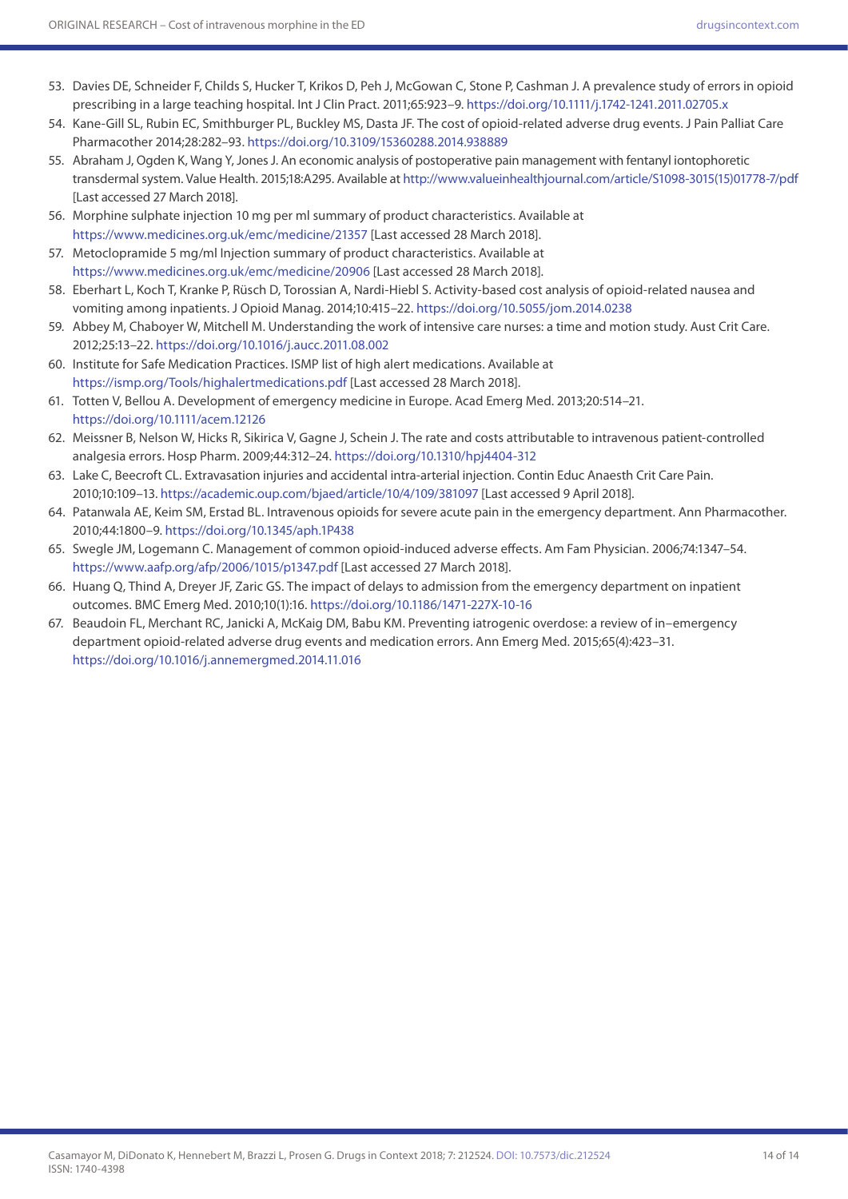53. Davies DE, Schneider F, Childs S, Hucker T, Krikos D, Peh J, McGowan C, Stone P, Cashman J. A prevalence study of errors in opioid prescribing in a large teaching hospital. Int J Clin Pract. 2011;65:923–9. https://doi.org/10.1111/j.1742-1241.2011.02705.x
54. Kane-Gill SL, Rubin EC, Smithburger PL, Buckley MS, Dasta JF. The cost of opioid-related adverse drug events. J Pain Palliat Care Pharmacother 2014;28:282–93. https://doi.org/10.3109/15360288.2014.938889
55. Abraham J, Ogden K, Wang Y, Jones J. An economic analysis of postoperative pain management with fentanyl iontophoretic transdermal system. Value Health. 2015;18:A295. Available at http://www.valueinhealthjournal.com/article/S1098-3015(15)01778-7/pdf [Last accessed 27 March 2018].
56. Morphine sulphate injection 10 mg per ml summary of product characteristics. Available at https://www.medicines.org.uk/emc/medicine/21357 [Last accessed 28 March 2018].
57. Metoclopramide 5 mg/ml Injection summary of product characteristics. Available at https://www.medicines.org.uk/emc/medicine/20906 [Last accessed 28 March 2018].
58. Eberhart L, Koch T, Kranke P, Rüsch D, Torossian A, Nardi-Hiebl S. Activity-based cost analysis of opioid-related nausea and vomiting among inpatients. J Opioid Manag. 2014;10:415–22. https://doi.org/10.5055/jom.2014.0238
59. Abbey M, Chaboyer W, Mitchell M. Understanding the work of intensive care nurses: a time and motion study. Aust Crit Care. 2012;25:13–22. https://doi.org/10.1016/j.aucc.2011.08.002
60. Institute for Safe Medication Practices. ISMP list of high alert medications. Available at https://ismp.org/Tools/highalertmedications.pdf [Last accessed 28 March 2018].
61. Totten V, Bellou A. Development of emergency medicine in Europe. Acad Emerg Med. 2013;20:514–21. https://doi.org/10.1111/acem.12126
62. Meissner B, Nelson W, Hicks R, Sikirica V, Gagne J, Schein J. The rate and costs attributable to intravenous patient-controlled analgesia errors. Hosp Pharm. 2009;44:312–24. https://doi.org/10.1310/hpj4404-312
63. Lake C, Beecroft CL. Extravasation injuries and accidental intra-arterial injection. Contin Educ Anaesth Crit Care Pain. 2010;10:109–13. https://academic.oup.com/bjaed/article/10/4/109/381097 [Last accessed 9 April 2018].
64. Patanwala AE, Keim SM, Erstad BL. Intravenous opioids for severe acute pain in the emergency department. Ann Pharmacother. 2010;44:1800–9. https://doi.org/10.1345/aph.1P438
65. Swegle JM, Logemann C. Management of common opioid-induced adverse effects. Am Fam Physician. 2006;74:1347–54. https://www.aafp.org/afp/2006/1015/p1347.pdf [Last accessed 27 March 2018].
66. Huang Q, Thind A, Dreyer JF, Zaric GS. The impact of delays to admission from the emergency department on inpatient outcomes. BMC Emerg Med. 2010;10(1):16. https://doi.org/10.1186/1471-227X-10-16
67. Beaudoin FL, Merchant RC, Janicki A, McKaig DM, Babu KM. Preventing iatrogenic overdose: a review of in–emergency department opioid-related adverse drug events and medication errors. Ann Emerg Med. 2015;65(4):423–31. https://doi.org/10.1016/j.annemergmed.2014.11.016